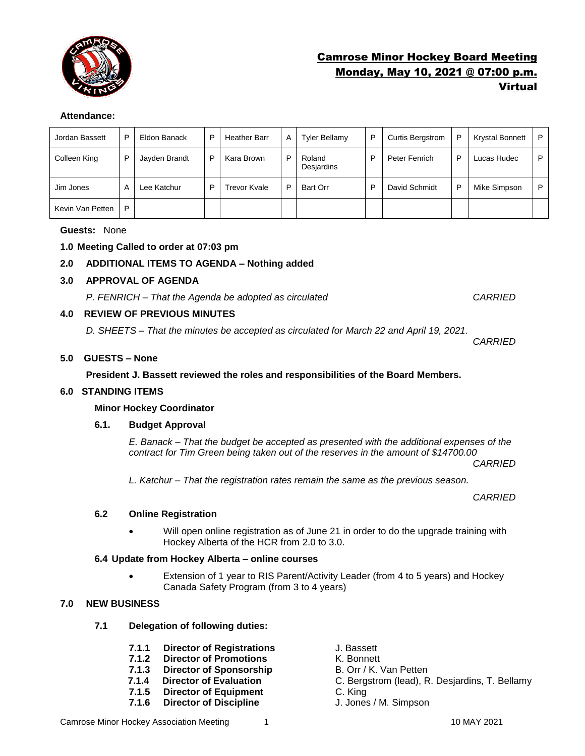# Camrose Minor Hockey Board Meeting
## Monday, May 10, 2021 @ 07:00 p.m.
## Virtual

**Attendance:**

| Jordan Bassett | P | Eldon Banack | P | Heather Barr | A | Tyler Bellamy | P | Curtis Bergstrom | P | Krystal Bonnett | P |
|---|---|---|---|---|---|---|---|---|---|---|---|
| Colleen King | P | Jayden Brandt | P | Kara Brown | P | Roland Desjardins | P | Peter Fenrich | P | Lucas Hudec | P |
| Jim Jones | A | Lee Katchur | P | Trevor Kvale | P | Bart Orr | P | David Schmidt | P | Mike Simpson | P |
| Kevin Van Petten | P | | | | | | | | | | |

**Guests:** None

**1.0 Meeting Called to order at 07:03 pm**

**2.0 ADDITIONAL ITEMS TO AGENDA – Nothing added**

**3.0 APPROVAL OF AGENDA**

*P. FENRICH – That the Agenda be adopted as circulated* *CARRIED*

**4.0 REVIEW OF PREVIOUS MINUTES**

*D. SHEETS – That the minutes be accepted as circulated for March 22 and April 19, 2021.* *CARRIED*

**5.0 GUESTS – None**

**President J. Bassett reviewed the roles and responsibilities of the Board Members.**

**6.0 STANDING ITEMS**

**Minor Hockey Coordinator**

**6.1. Budget Approval**

*E. Banack – That the budget be accepted as presented with the additional expenses of the contract for Tim Green being taken out of the reserves in the amount of $14700.00* *CARRIED*

*L. Katchur – That the registration rates remain the same as the previous season.* *CARRIED*

**6.2 Online Registration**

- Will open online registration as of June 21 in order to do the upgrade training with Hockey Alberta of the HCR from 2.0 to 3.0.

**6.4 Update from Hockey Alberta – online courses**

- Extension of 1 year to RIS Parent/Activity Leader (from 4 to 5 years) and Hockey Canada Safety Program (from 3 to 4 years)

**7.0 NEW BUSINESS**

**7.1 Delegation of following duties:**

- **7.1.1 Director of Registrations** – J. Bassett
- **7.1.2 Director of Promotions** – K. Bonnett
- **7.1.3 Director of Sponsorship** – B. Orr / K. Van Petten
- **7.1.4 Director of Evaluation** – C. Bergstrom (lead), R. Desjardins, T. Bellamy
- **7.1.5 Director of Equipment** – C. King
- **7.1.6 Director of Discipline** – J. Jones / M. Simpson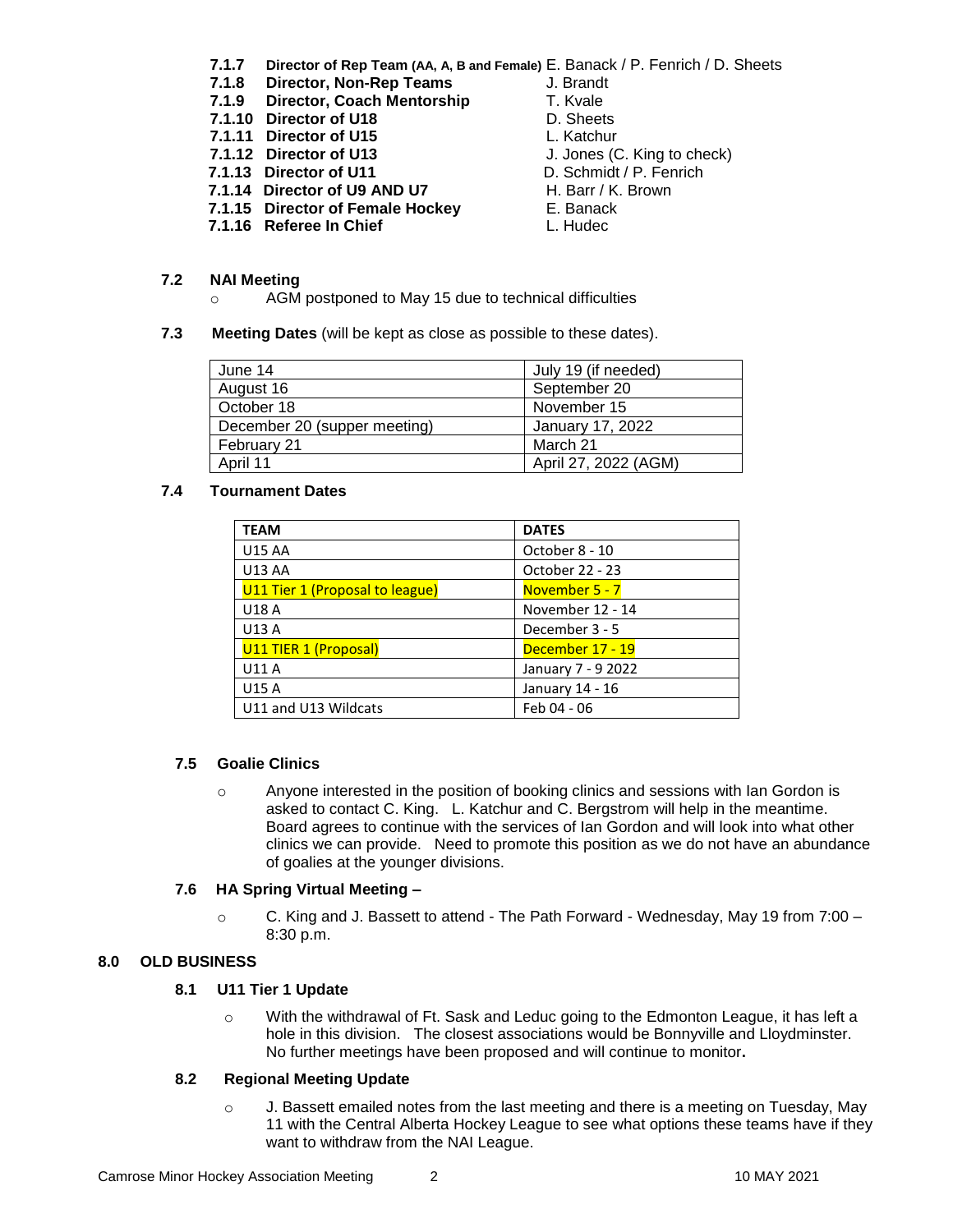- **7.1.7 Director of Rep Team (AA, A, B and Female)** E. Banack / P. Fenrich / D. Sheets
- **7.1.8 Director, Non-Rep Teams** J. Brandt
- **7.1.9 Director, Coach Mentorship** T. Kvale
- **7.1.10 Director of U18** D. Sheets
- **7.1.11 Director of U15** L. Katchur
- **7.1.12 Director of U13** J. Jones (C. King to check)
- **7.1.13 Director of U11** D. Schmidt / P. Fenrich
- **7.1.14 Director of U9 AND U7** H. Barr / K. Brown
- **7.1.15 Director of Female Hockey** E. Banack
- **7.1.16 Referee In Chief** L. Hudec

### 7.2 NAI Meeting

- AGM postponed to May 15 due to technical difficulties

### 7.3 Meeting Dates (will be kept as close as possible to these dates).

| | |
|---|---|
| June 14 | July 19 (if needed) |
| August 16 | September 20 |
| October 18 | November 15 |
| December 20 (supper meeting) | January 17, 2022 |
| February 21 | March 21 |
| April 11 | April 27, 2022 (AGM) |

### 7.4 Tournament Dates

| TEAM | DATES |
|---|---|
| U15 AA | October 8 - 10 |
| U13 AA | October 22 - 23 |
| U11 Tier 1 (Proposal to league) | November 5 - 7 |
| U18 A | November 12 - 14 |
| U13 A | December 3 - 5 |
| U11 TIER 1 (Proposal) | December 17 - 19 |
| U11 A | January 7 - 9 2022 |
| U15 A | January 14 - 16 |
| U11 and U13 Wildcats | Feb 04 - 06 |

### 7.5 Goalie Clinics

- Anyone interested in the position of booking clinics and sessions with Ian Gordon is asked to contact C. King. L. Katchur and C. Bergstrom will help in the meantime. Board agrees to continue with the services of Ian Gordon and will look into what other clinics we can provide. Need to promote this position as we do not have an abundance of goalies at the younger divisions.

### 7.6 HA Spring Virtual Meeting –

- C. King and J. Bassett to attend - The Path Forward - Wednesday, May 19 from 7:00 – 8:30 p.m.

## 8.0 OLD BUSINESS

### 8.1 U11 Tier 1 Update

- With the withdrawal of Ft. Sask and Leduc going to the Edmonton League, it has left a hole in this division. The closest associations would be Bonnyville and Lloydminster. No further meetings have been proposed and will continue to monitor**.**

### 8.2 Regional Meeting Update

- J. Bassett emailed notes from the last meeting and there is a meeting on Tuesday, May 11 with the Central Alberta Hockey League to see what options these teams have if they want to withdraw from the NAI League.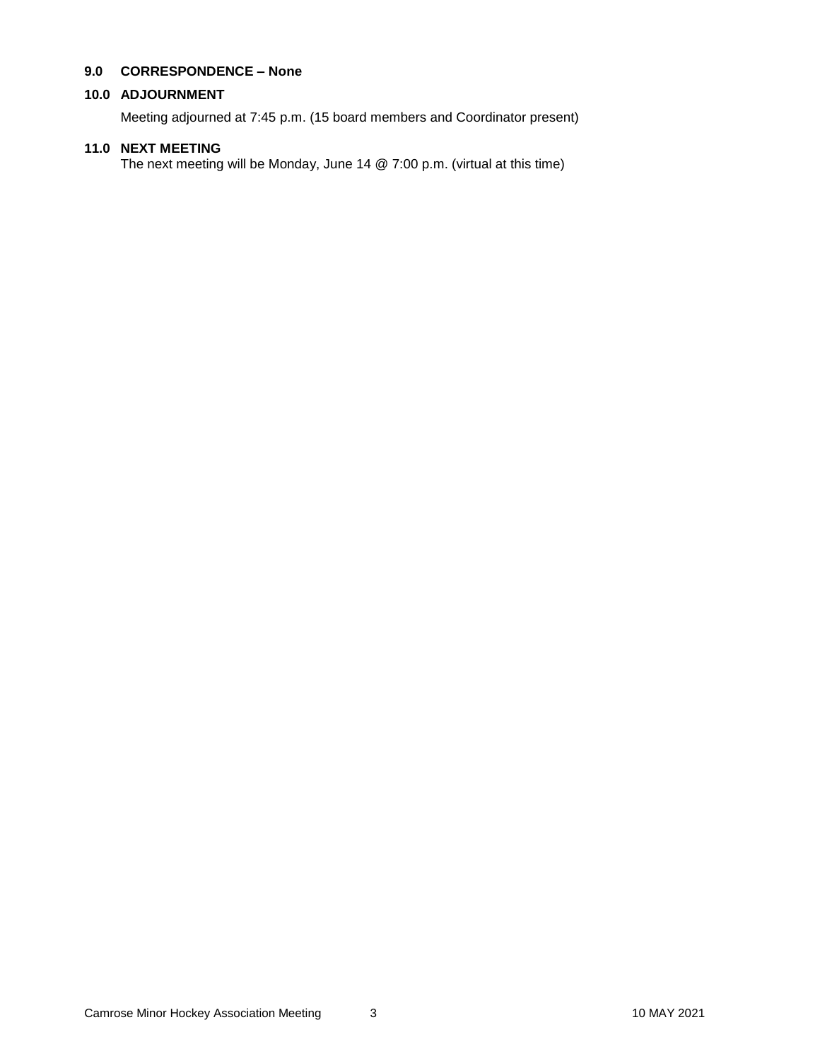**9.0 CORRESPONDENCE – None**

**10.0 ADJOURNMENT**

Meeting adjourned at 7:45 p.m. (15 board members and Coordinator present)

**11.0 NEXT MEETING**

The next meeting will be Monday, June 14 @ 7:00 p.m. (virtual at this time)